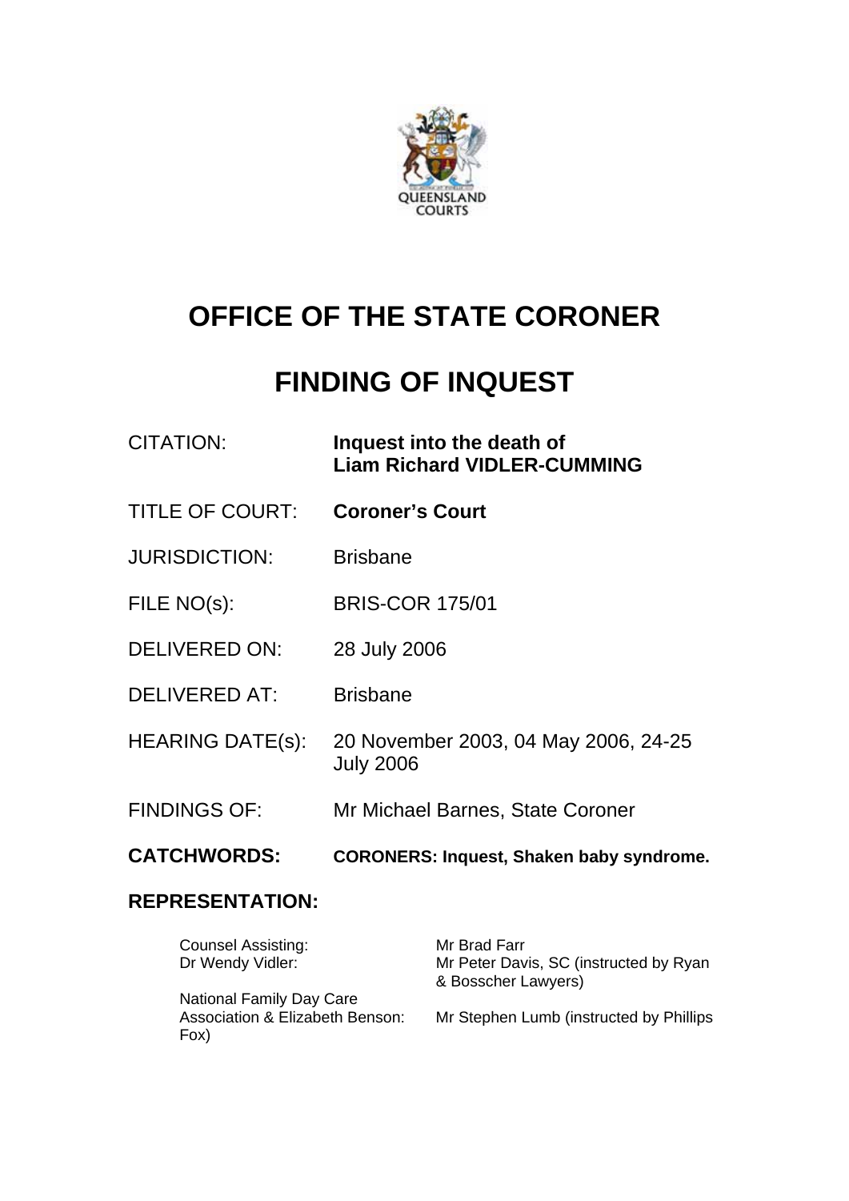# OFFICE OF THE STATE CORONER

# FINDING OF INQUEST

| | |
|---|---|
| CITATION: | **Inquest into the death of Liam Richard VIDLER-CUMMING** |
| TITLE OF COURT: | **Coroner's Court** |
| JURISDICTION: | Brisbane |
| FILE NO(s): | BRIS-COR 175/01 |
| DELIVERED ON: | 28 July 2006 |
| DELIVERED AT: | Brisbane |
| HEARING DATE(s): | 20 November 2003, 04 May 2006, 24-25 July 2006 |
| FINDINGS OF: | Mr Michael Barnes, State Coroner |
| **CATCHWORDS:** | **CORONERS: Inquest, Shaken baby syndrome.** |

**REPRESENTATION:**

| | |
|---|---|
| Counsel Assisting: | Mr Brad Farr |
| Dr Wendy Vidler: | Mr Peter Davis, SC (instructed by Ryan & Bosscher Lawyers) |
| National Family Day Care Association & Elizabeth Benson: | Mr Stephen Lumb (instructed by Phillips Fox) |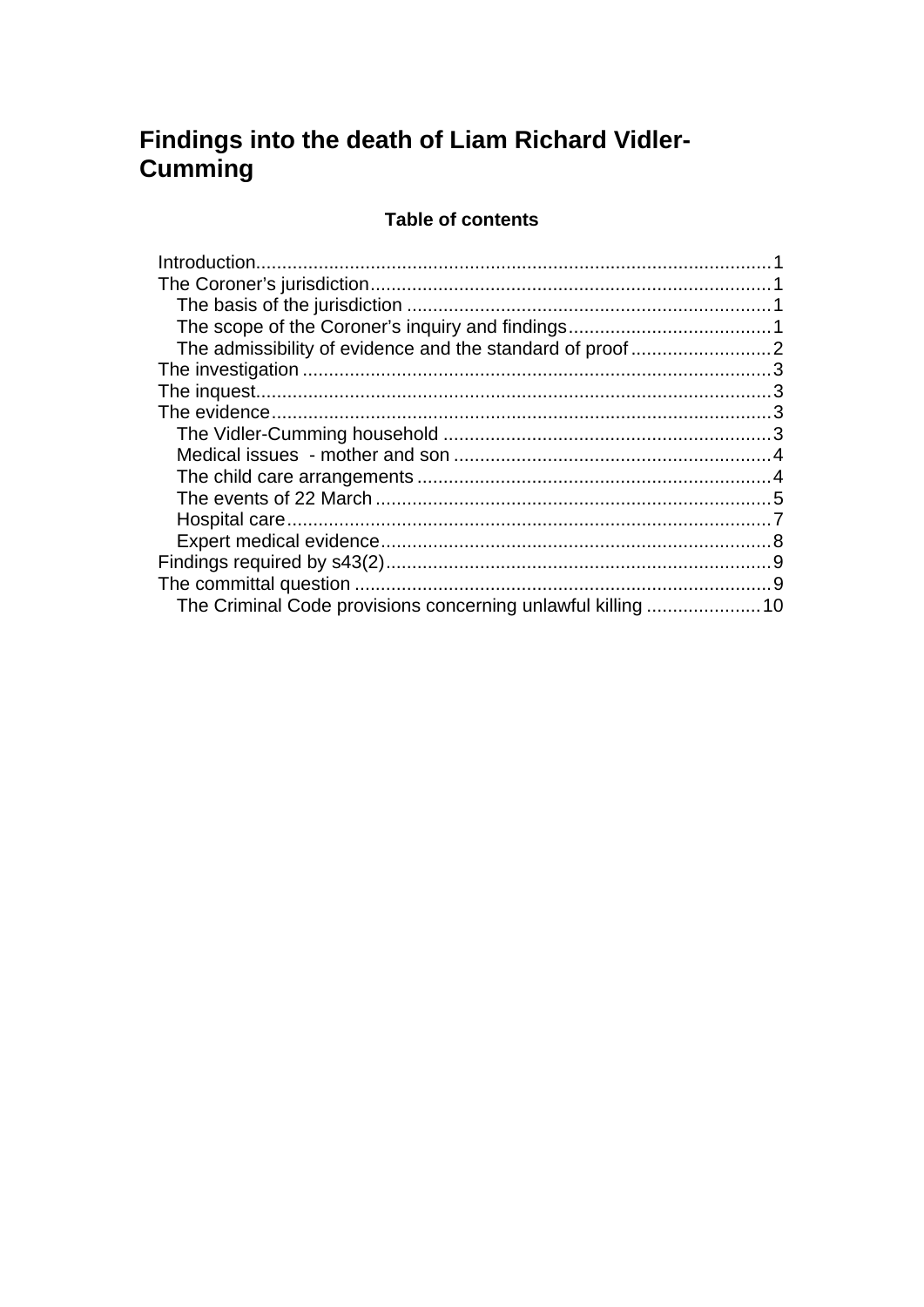# Findings into the death of Liam Richard Vidler-Cumming

## Table of contents

- Introduction......1
- The Coroner's jurisdiction......1
  - The basis of the jurisdiction......1
  - The scope of the Coroner's inquiry and findings......1
  - The admissibility of evidence and the standard of proof......2
- The investigation......3
- The inquest......3
- The evidence......3
  - The Vidler-Cumming household......3
  - Medical issues - mother and son......4
  - The child care arrangements......4
  - The events of 22 March......5
  - Hospital care......7
  - Expert medical evidence......8
- Findings required by s43(2)......9
- The committal question......9
  - The Criminal Code provisions concerning unlawful killing......10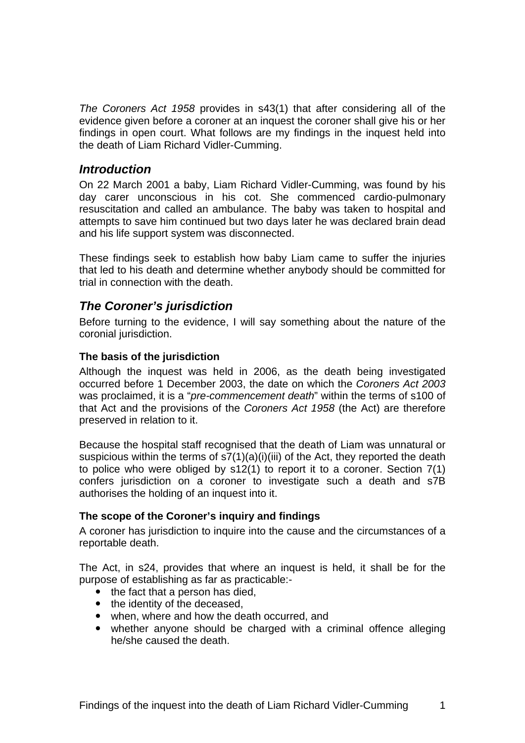*The Coroners Act 1958* provides in s43(1) that after considering all of the evidence given before a coroner at an inquest the coroner shall give his or her findings in open court. What follows are my findings in the inquest held into the death of Liam Richard Vidler-Cumming.

## *Introduction*

On 22 March 2001 a baby, Liam Richard Vidler-Cumming, was found by his day carer unconscious in his cot. She commenced cardio-pulmonary resuscitation and called an ambulance. The baby was taken to hospital and attempts to save him continued but two days later he was declared brain dead and his life support system was disconnected.

These findings seek to establish how baby Liam came to suffer the injuries that led to his death and determine whether anybody should be committed for trial in connection with the death.

## *The Coroner's jurisdiction*

Before turning to the evidence, I will say something about the nature of the coronial jurisdiction.

### The basis of the jurisdiction

Although the inquest was held in 2006, as the death being investigated occurred before 1 December 2003, the date on which the *Coroners Act 2003* was proclaimed, it is a "*pre-commencement death*" within the terms of s100 of that Act and the provisions of the *Coroners Act 1958* (the Act) are therefore preserved in relation to it.

Because the hospital staff recognised that the death of Liam was unnatural or suspicious within the terms of s7(1)(a)(i)(iii) of the Act, they reported the death to police who were obliged by s12(1) to report it to a coroner. Section 7(1) confers jurisdiction on a coroner to investigate such a death and s7B authorises the holding of an inquest into it.

### The scope of the Coroner's inquiry and findings

A coroner has jurisdiction to inquire into the cause and the circumstances of a reportable death.

The Act, in s24, provides that where an inquest is held, it shall be for the purpose of establishing as far as practicable:-

- the fact that a person has died,
- the identity of the deceased,
- when, where and how the death occurred, and
- whether anyone should be charged with a criminal offence alleging he/she caused the death.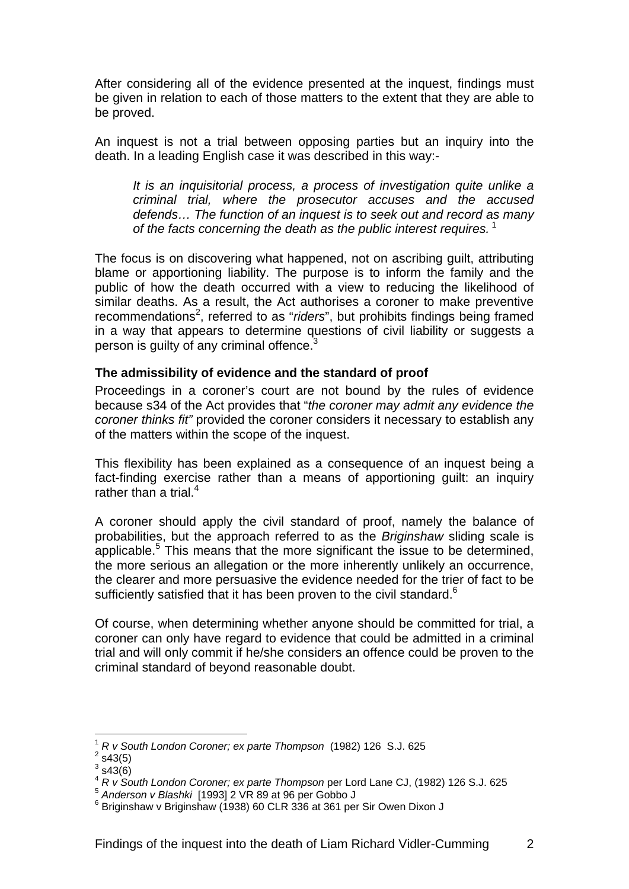After considering all of the evidence presented at the inquest, findings must be given in relation to each of those matters to the extent that they are able to be proved.

An inquest is not a trial between opposing parties but an inquiry into the death. In a leading English case it was described in this way:-

> *It is an inquisitorial process, a process of investigation quite unlike a criminal trial, where the prosecutor accuses and the accused defends… The function of an inquest is to seek out and record as many of the facts concerning the death as the public interest requires.* [1]

The focus is on discovering what happened, not on ascribing guilt, attributing blame or apportioning liability. The purpose is to inform the family and the public of how the death occurred with a view to reducing the likelihood of similar deaths. As a result, the Act authorises a coroner to make preventive recommendations[2], referred to as "*riders*", but prohibits findings being framed in a way that appears to determine questions of civil liability or suggests a person is guilty of any criminal offence.[3]

**The admissibility of evidence and the standard of proof**

Proceedings in a coroner's court are not bound by the rules of evidence because s34 of the Act provides that "*the coroner may admit any evidence the coroner thinks fit"* provided the coroner considers it necessary to establish any of the matters within the scope of the inquest.

This flexibility has been explained as a consequence of an inquest being a fact-finding exercise rather than a means of apportioning guilt: an inquiry rather than a trial.[4]

A coroner should apply the civil standard of proof, namely the balance of probabilities, but the approach referred to as the *Briginshaw* sliding scale is applicable.[5] This means that the more significant the issue to be determined, the more serious an allegation or the more inherently unlikely an occurrence, the clearer and more persuasive the evidence needed for the trier of fact to be sufficiently satisfied that it has been proven to the civil standard.[6]

Of course, when determining whether anyone should be committed for trial, a coroner can only have regard to evidence that could be admitted in a criminal trial and will only commit if he/she considers an offence could be proven to the criminal standard of beyond reasonable doubt.

---

[1] *R v South London Coroner; ex parte Thompson* (1982) 126 S.J. 625

[2] s43(5)

[3] s43(6)

[4] *R v South London Coroner; ex parte Thompson* per Lord Lane CJ, (1982) 126 S.J. 625

[5] *Anderson v Blashki* [1993] 2 VR 89 at 96 per Gobbo J

[6] Briginshaw v Briginshaw (1938) 60 CLR 336 at 361 per Sir Owen Dixon J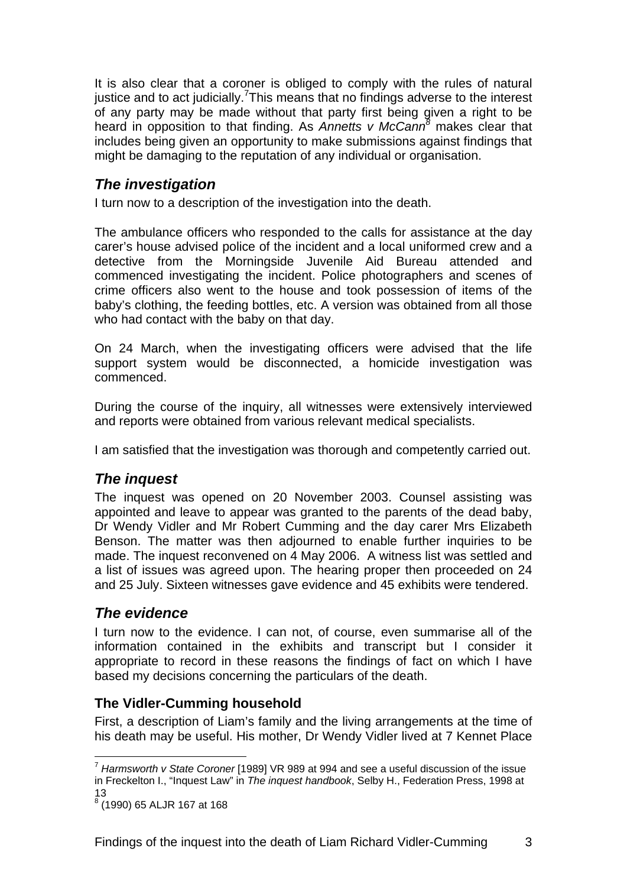It is also clear that a coroner is obliged to comply with the rules of natural justice and to act judicially.[7] This means that no findings adverse to the interest of any party may be made without that party first being given a right to be heard in opposition to that finding. As *Annetts v McCann*[8] makes clear that includes being given an opportunity to make submissions against findings that might be damaging to the reputation of any individual or organisation.

## *The investigation*

I turn now to a description of the investigation into the death.

The ambulance officers who responded to the calls for assistance at the day carer's house advised police of the incident and a local uniformed crew and a detective from the Morningside Juvenile Aid Bureau attended and commenced investigating the incident. Police photographers and scenes of crime officers also went to the house and took possession of items of the baby's clothing, the feeding bottles, etc. A version was obtained from all those who had contact with the baby on that day.

On 24 March, when the investigating officers were advised that the life support system would be disconnected, a homicide investigation was commenced.

During the course of the inquiry, all witnesses were extensively interviewed and reports were obtained from various relevant medical specialists.

I am satisfied that the investigation was thorough and competently carried out.

## *The inquest*

The inquest was opened on 20 November 2003. Counsel assisting was appointed and leave to appear was granted to the parents of the dead baby, Dr Wendy Vidler and Mr Robert Cumming and the day carer Mrs Elizabeth Benson. The matter was then adjourned to enable further inquiries to be made. The inquest reconvened on 4 May 2006. A witness list was settled and a list of issues was agreed upon. The hearing proper then proceeded on 24 and 25 July. Sixteen witnesses gave evidence and 45 exhibits were tendered.

## *The evidence*

I turn now to the evidence. I can not, of course, even summarise all of the information contained in the exhibits and transcript but I consider it appropriate to record in these reasons the findings of fact on which I have based my decisions concerning the particulars of the death.

### **The Vidler-Cumming household**

First, a description of Liam's family and the living arrangements at the time of his death may be useful. His mother, Dr Wendy Vidler lived at 7 Kennet Place

---

[7] *Harmsworth v State Coroner* [1989] VR 989 at 994 and see a useful discussion of the issue in Freckelton I., "Inquest Law" in *The inquest handbook*, Selby H., Federation Press, 1998 at 13

[8] (1990) 65 ALJR 167 at 168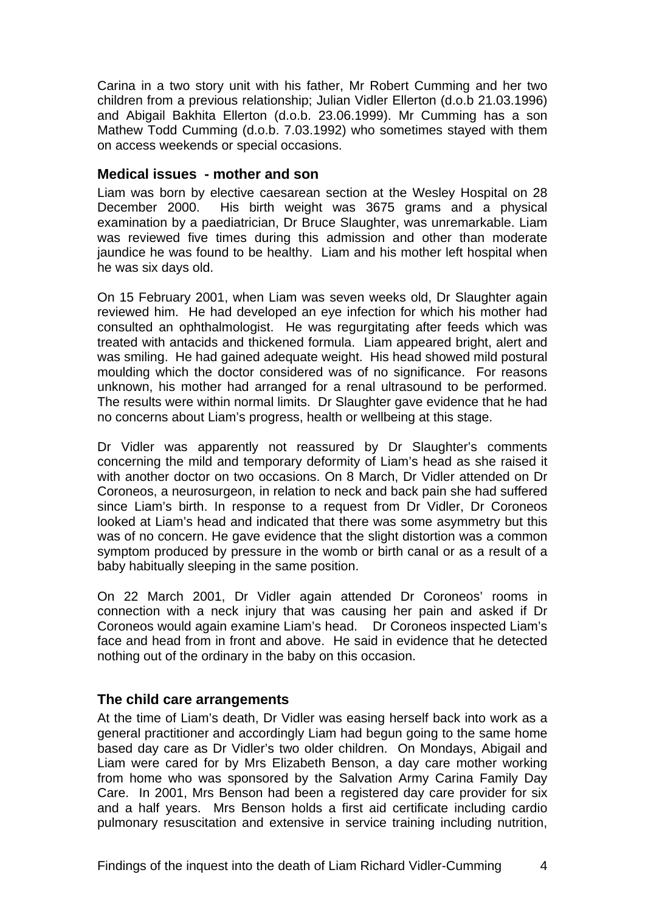Carina in a two story unit with his father, Mr Robert Cumming and her two children from a previous relationship; Julian Vidler Ellerton (d.o.b 21.03.1996) and Abigail Bakhita Ellerton (d.o.b. 23.06.1999). Mr Cumming has a son Mathew Todd Cumming (d.o.b. 7.03.1992) who sometimes stayed with them on access weekends or special occasions.

### Medical issues - mother and son

Liam was born by elective caesarean section at the Wesley Hospital on 28 December 2000. His birth weight was 3675 grams and a physical examination by a paediatrician, Dr Bruce Slaughter, was unremarkable. Liam was reviewed five times during this admission and other than moderate jaundice he was found to be healthy. Liam and his mother left hospital when he was six days old.

On 15 February 2001, when Liam was seven weeks old, Dr Slaughter again reviewed him. He had developed an eye infection for which his mother had consulted an ophthalmologist. He was regurgitating after feeds which was treated with antacids and thickened formula. Liam appeared bright, alert and was smiling. He had gained adequate weight. His head showed mild postural moulding which the doctor considered was of no significance. For reasons unknown, his mother had arranged for a renal ultrasound to be performed. The results were within normal limits. Dr Slaughter gave evidence that he had no concerns about Liam's progress, health or wellbeing at this stage.

Dr Vidler was apparently not reassured by Dr Slaughter's comments concerning the mild and temporary deformity of Liam's head as she raised it with another doctor on two occasions. On 8 March, Dr Vidler attended on Dr Coroneos, a neurosurgeon, in relation to neck and back pain she had suffered since Liam's birth. In response to a request from Dr Vidler, Dr Coroneos looked at Liam's head and indicated that there was some asymmetry but this was of no concern. He gave evidence that the slight distortion was a common symptom produced by pressure in the womb or birth canal or as a result of a baby habitually sleeping in the same position.

On 22 March 2001, Dr Vidler again attended Dr Coroneos' rooms in connection with a neck injury that was causing her pain and asked if Dr Coroneos would again examine Liam's head. Dr Coroneos inspected Liam's face and head from in front and above. He said in evidence that he detected nothing out of the ordinary in the baby on this occasion.

### The child care arrangements

At the time of Liam's death, Dr Vidler was easing herself back into work as a general practitioner and accordingly Liam had begun going to the same home based day care as Dr Vidler's two older children. On Mondays, Abigail and Liam were cared for by Mrs Elizabeth Benson, a day care mother working from home who was sponsored by the Salvation Army Carina Family Day Care. In 2001, Mrs Benson had been a registered day care provider for six and a half years. Mrs Benson holds a first aid certificate including cardio pulmonary resuscitation and extensive in service training including nutrition,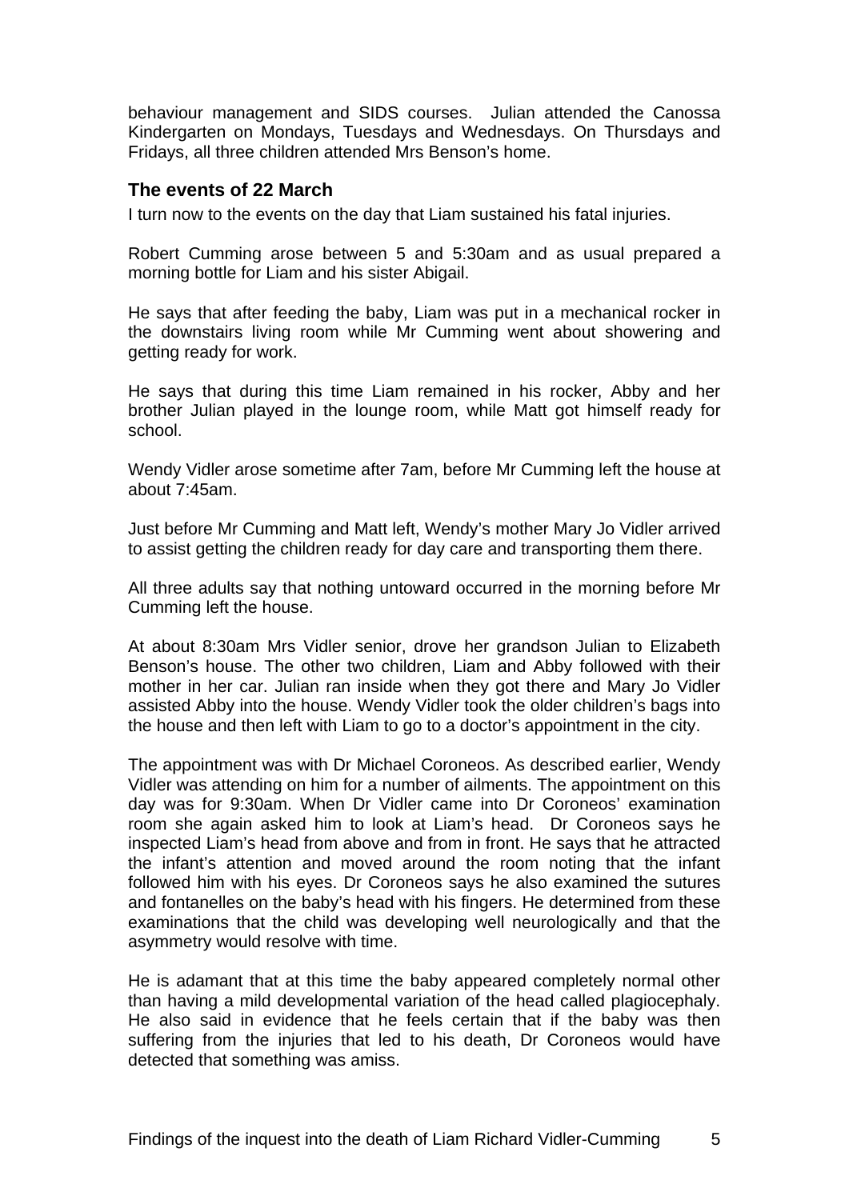behaviour management and SIDS courses. Julian attended the Canossa Kindergarten on Mondays, Tuesdays and Wednesdays. On Thursdays and Fridays, all three children attended Mrs Benson's home.

## The events of 22 March

I turn now to the events on the day that Liam sustained his fatal injuries.

Robert Cumming arose between 5 and 5:30am and as usual prepared a morning bottle for Liam and his sister Abigail.

He says that after feeding the baby, Liam was put in a mechanical rocker in the downstairs living room while Mr Cumming went about showering and getting ready for work.

He says that during this time Liam remained in his rocker, Abby and her brother Julian played in the lounge room, while Matt got himself ready for school.

Wendy Vidler arose sometime after 7am, before Mr Cumming left the house at about 7:45am.

Just before Mr Cumming and Matt left, Wendy's mother Mary Jo Vidler arrived to assist getting the children ready for day care and transporting them there.

All three adults say that nothing untoward occurred in the morning before Mr Cumming left the house.

At about 8:30am Mrs Vidler senior, drove her grandson Julian to Elizabeth Benson's house. The other two children, Liam and Abby followed with their mother in her car. Julian ran inside when they got there and Mary Jo Vidler assisted Abby into the house. Wendy Vidler took the older children's bags into the house and then left with Liam to go to a doctor's appointment in the city.

The appointment was with Dr Michael Coroneos. As described earlier, Wendy Vidler was attending on him for a number of ailments. The appointment on this day was for 9:30am. When Dr Vidler came into Dr Coroneos' examination room she again asked him to look at Liam's head. Dr Coroneos says he inspected Liam's head from above and from in front. He says that he attracted the infant's attention and moved around the room noting that the infant followed him with his eyes. Dr Coroneos says he also examined the sutures and fontanelles on the baby's head with his fingers. He determined from these examinations that the child was developing well neurologically and that the asymmetry would resolve with time.

He is adamant that at this time the baby appeared completely normal other than having a mild developmental variation of the head called plagiocephaly. He also said in evidence that he feels certain that if the baby was then suffering from the injuries that led to his death, Dr Coroneos would have detected that something was amiss.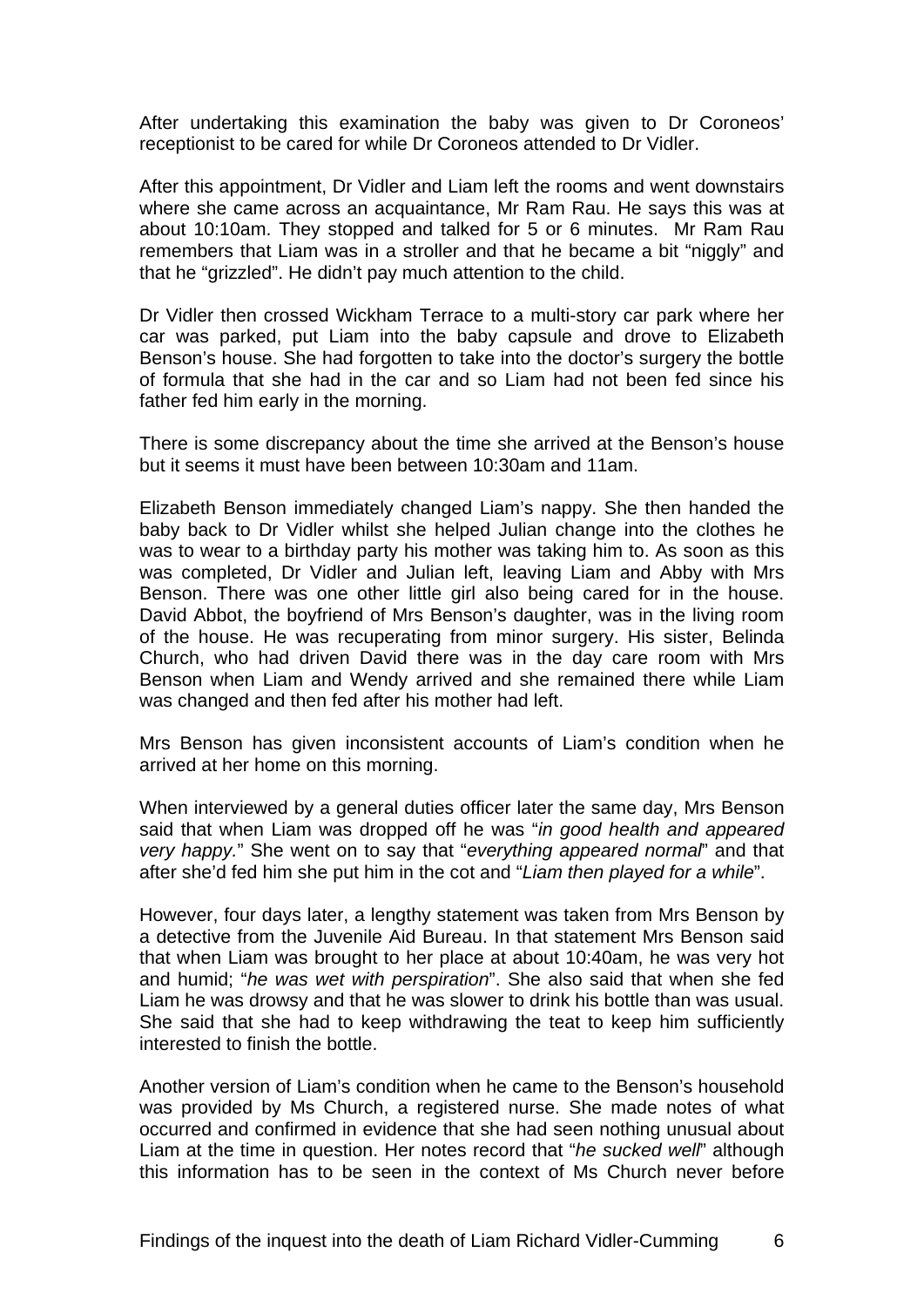After undertaking this examination the baby was given to Dr Coroneos' receptionist to be cared for while Dr Coroneos attended to Dr Vidler.

After this appointment, Dr Vidler and Liam left the rooms and went downstairs where she came across an acquaintance, Mr Ram Rau. He says this was at about 10:10am. They stopped and talked for 5 or 6 minutes. Mr Ram Rau remembers that Liam was in a stroller and that he became a bit "niggly" and that he "grizzled". He didn't pay much attention to the child.

Dr Vidler then crossed Wickham Terrace to a multi-story car park where her car was parked, put Liam into the baby capsule and drove to Elizabeth Benson's house. She had forgotten to take into the doctor's surgery the bottle of formula that she had in the car and so Liam had not been fed since his father fed him early in the morning.

There is some discrepancy about the time she arrived at the Benson's house but it seems it must have been between 10:30am and 11am.

Elizabeth Benson immediately changed Liam's nappy. She then handed the baby back to Dr Vidler whilst she helped Julian change into the clothes he was to wear to a birthday party his mother was taking him to. As soon as this was completed, Dr Vidler and Julian left, leaving Liam and Abby with Mrs Benson. There was one other little girl also being cared for in the house. David Abbot, the boyfriend of Mrs Benson's daughter, was in the living room of the house. He was recuperating from minor surgery. His sister, Belinda Church, who had driven David there was in the day care room with Mrs Benson when Liam and Wendy arrived and she remained there while Liam was changed and then fed after his mother had left.

Mrs Benson has given inconsistent accounts of Liam's condition when he arrived at her home on this morning.

When interviewed by a general duties officer later the same day, Mrs Benson said that when Liam was dropped off he was "*in good health and appeared very happy.*" She went on to say that "*everything appeared normal*" and that after she'd fed him she put him in the cot and "*Liam then played for a while*".

However, four days later, a lengthy statement was taken from Mrs Benson by a detective from the Juvenile Aid Bureau. In that statement Mrs Benson said that when Liam was brought to her place at about 10:40am, he was very hot and humid; "*he was wet with perspiration*". She also said that when she fed Liam he was drowsy and that he was slower to drink his bottle than was usual. She said that she had to keep withdrawing the teat to keep him sufficiently interested to finish the bottle.

Another version of Liam's condition when he came to the Benson's household was provided by Ms Church, a registered nurse. She made notes of what occurred and confirmed in evidence that she had seen nothing unusual about Liam at the time in question. Her notes record that "*he sucked well*" although this information has to be seen in the context of Ms Church never before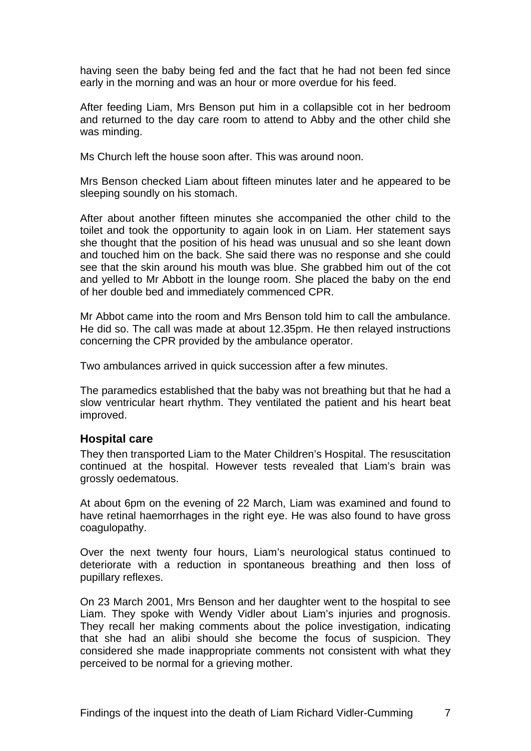having seen the baby being fed and the fact that he had not been fed since early in the morning and was an hour or more overdue for his feed.

After feeding Liam, Mrs Benson put him in a collapsible cot in her bedroom and returned to the day care room to attend to Abby and the other child she was minding.

Ms Church left the house soon after. This was around noon.

Mrs Benson checked Liam about fifteen minutes later and he appeared to be sleeping soundly on his stomach.

After about another fifteen minutes she accompanied the other child to the toilet and took the opportunity to again look in on Liam. Her statement says she thought that the position of his head was unusual and so she leant down and touched him on the back. She said there was no response and she could see that the skin around his mouth was blue. She grabbed him out of the cot and yelled to Mr Abbott in the lounge room. She placed the baby on the end of her double bed and immediately commenced CPR.

Mr Abbot came into the room and Mrs Benson told him to call the ambulance. He did so. The call was made at about 12.35pm. He then relayed instructions concerning the CPR provided by the ambulance operator.

Two ambulances arrived in quick succession after a few minutes.

The paramedics established that the baby was not breathing but that he had a slow ventricular heart rhythm. They ventilated the patient and his heart beat improved.

### Hospital care

They then transported Liam to the Mater Children's Hospital. The resuscitation continued at the hospital. However tests revealed that Liam's brain was grossly oedematous.

At about 6pm on the evening of 22 March, Liam was examined and found to have retinal haemorrhages in the right eye. He was also found to have gross coagulopathy.

Over the next twenty four hours, Liam's neurological status continued to deteriorate with a reduction in spontaneous breathing and then loss of pupillary reflexes.

On 23 March 2001, Mrs Benson and her daughter went to the hospital to see Liam. They spoke with Wendy Vidler about Liam's injuries and prognosis. They recall her making comments about the police investigation, indicating that she had an alibi should she become the focus of suspicion. They considered she made inappropriate comments not consistent with what they perceived to be normal for a grieving mother.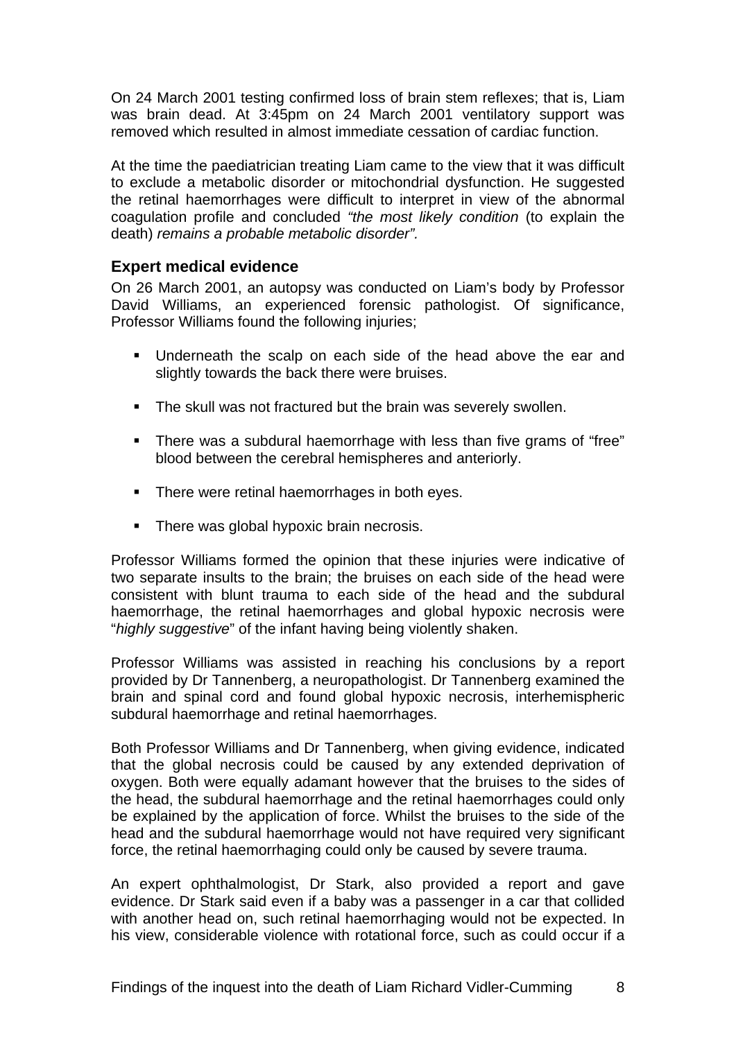On 24 March 2001 testing confirmed loss of brain stem reflexes; that is, Liam was brain dead. At 3:45pm on 24 March 2001 ventilatory support was removed which resulted in almost immediate cessation of cardiac function.

At the time the paediatrician treating Liam came to the view that it was difficult to exclude a metabolic disorder or mitochondrial dysfunction. He suggested the retinal haemorrhages were difficult to interpret in view of the abnormal coagulation profile and concluded *"the most likely condition* (to explain the death) *remains a probable metabolic disorder".*

## Expert medical evidence

On 26 March 2001, an autopsy was conducted on Liam's body by Professor David Williams, an experienced forensic pathologist. Of significance, Professor Williams found the following injuries;

- Underneath the scalp on each side of the head above the ear and slightly towards the back there were bruises.
- The skull was not fractured but the brain was severely swollen.
- There was a subdural haemorrhage with less than five grams of "free" blood between the cerebral hemispheres and anteriorly.
- There were retinal haemorrhages in both eyes.
- There was global hypoxic brain necrosis.

Professor Williams formed the opinion that these injuries were indicative of two separate insults to the brain; the bruises on each side of the head were consistent with blunt trauma to each side of the head and the subdural haemorrhage, the retinal haemorrhages and global hypoxic necrosis were "*highly suggestive*" of the infant having being violently shaken.

Professor Williams was assisted in reaching his conclusions by a report provided by Dr Tannenberg, a neuropathologist. Dr Tannenberg examined the brain and spinal cord and found global hypoxic necrosis, interhemispheric subdural haemorrhage and retinal haemorrhages.

Both Professor Williams and Dr Tannenberg, when giving evidence, indicated that the global necrosis could be caused by any extended deprivation of oxygen. Both were equally adamant however that the bruises to the sides of the head, the subdural haemorrhage and the retinal haemorrhages could only be explained by the application of force. Whilst the bruises to the side of the head and the subdural haemorrhage would not have required very significant force, the retinal haemorrhaging could only be caused by severe trauma.

An expert ophthalmologist, Dr Stark, also provided a report and gave evidence. Dr Stark said even if a baby was a passenger in a car that collided with another head on, such retinal haemorrhaging would not be expected. In his view, considerable violence with rotational force, such as could occur if a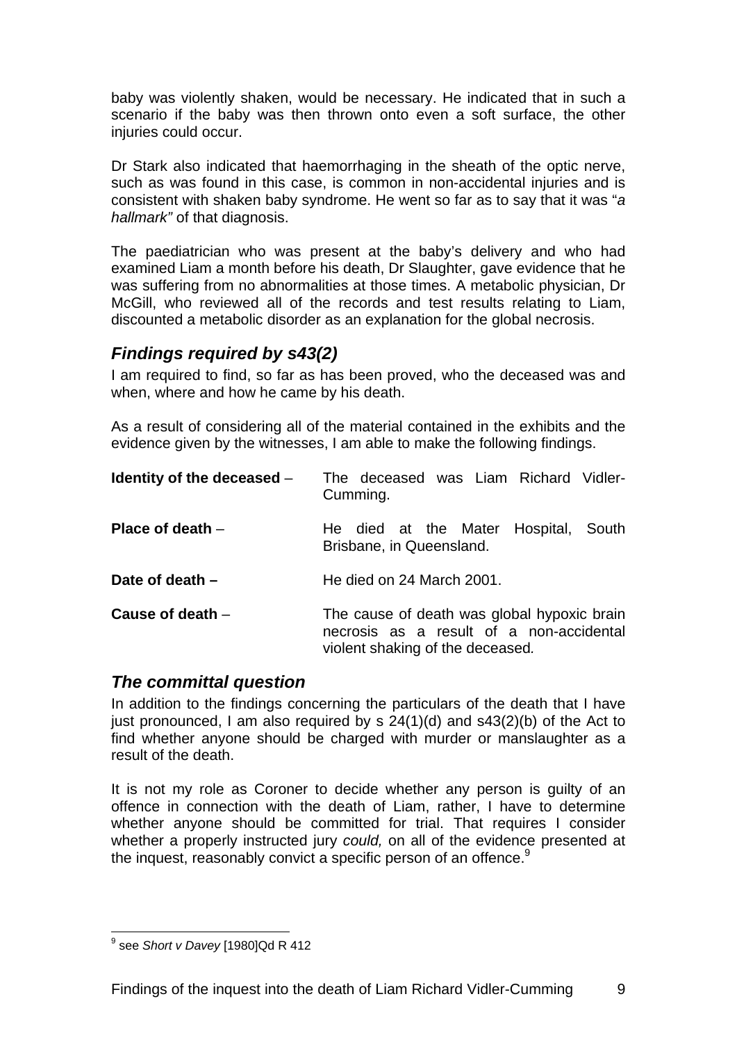baby was violently shaken, would be necessary. He indicated that in such a scenario if the baby was then thrown onto even a soft surface, the other injuries could occur.

Dr Stark also indicated that haemorrhaging in the sheath of the optic nerve, such as was found in this case, is common in non-accidental injuries and is consistent with shaken baby syndrome. He went so far as to say that it was "*a hallmark"* of that diagnosis.

The paediatrician who was present at the baby's delivery and who had examined Liam a month before his death, Dr Slaughter, gave evidence that he was suffering from no abnormalities at those times. A metabolic physician, Dr McGill, who reviewed all of the records and test results relating to Liam, discounted a metabolic disorder as an explanation for the global necrosis.

## *Findings required by s43(2)*

I am required to find, so far as has been proved, who the deceased was and when, where and how he came by his death.

As a result of considering all of the material contained in the exhibits and the evidence given by the witnesses, I am able to make the following findings.

| | |
|---|---|
| **Identity of the deceased** – | The deceased was Liam Richard Vidler-Cumming. |
| **Place of death** – | He died at the Mater Hospital, South Brisbane, in Queensland. |
| **Date of death –** | He died on 24 March 2001. |
| **Cause of death** – | The cause of death was global hypoxic brain necrosis as a result of a non-accidental violent shaking of the deceased. |

## *The committal question*

In addition to the findings concerning the particulars of the death that I have just pronounced, I am also required by s 24(1)(d) and s43(2)(b) of the Act to find whether anyone should be charged with murder or manslaughter as a result of the death.

It is not my role as Coroner to decide whether any person is guilty of an offence in connection with the death of Liam, rather, I have to determine whether anyone should be committed for trial. That requires I consider whether a properly instructed jury *could,* on all of the evidence presented at the inquest, reasonably convict a specific person of an offence.[9]

[9] see *Short v Davey* [1980]Qd R 412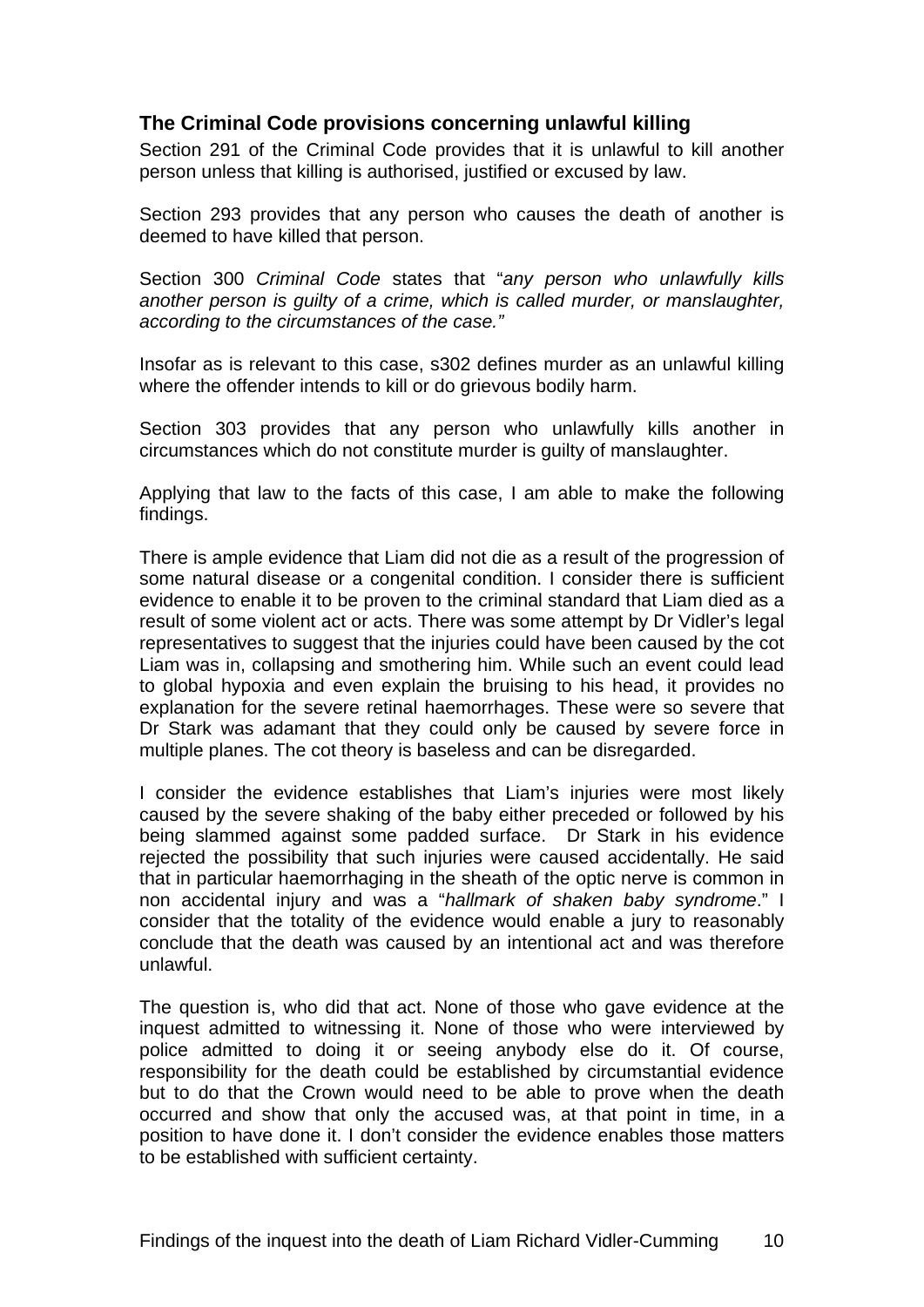### The Criminal Code provisions concerning unlawful killing

Section 291 of the Criminal Code provides that it is unlawful to kill another person unless that killing is authorised, justified or excused by law.

Section 293 provides that any person who causes the death of another is deemed to have killed that person.

Section 300 *Criminal Code* states that "*any person who unlawfully kills another person is guilty of a crime, which is called murder, or manslaughter, according to the circumstances of the case.*"

Insofar as is relevant to this case, s302 defines murder as an unlawful killing where the offender intends to kill or do grievous bodily harm.

Section 303 provides that any person who unlawfully kills another in circumstances which do not constitute murder is guilty of manslaughter.

Applying that law to the facts of this case, I am able to make the following findings.

There is ample evidence that Liam did not die as a result of the progression of some natural disease or a congenital condition. I consider there is sufficient evidence to enable it to be proven to the criminal standard that Liam died as a result of some violent act or acts. There was some attempt by Dr Vidler's legal representatives to suggest that the injuries could have been caused by the cot Liam was in, collapsing and smothering him. While such an event could lead to global hypoxia and even explain the bruising to his head, it provides no explanation for the severe retinal haemorrhages. These were so severe that Dr Stark was adamant that they could only be caused by severe force in multiple planes. The cot theory is baseless and can be disregarded.

I consider the evidence establishes that Liam's injuries were most likely caused by the severe shaking of the baby either preceded or followed by his being slammed against some padded surface. Dr Stark in his evidence rejected the possibility that such injuries were caused accidentally. He said that in particular haemorrhaging in the sheath of the optic nerve is common in non accidental injury and was a "*hallmark of shaken baby syndrome*." I consider that the totality of the evidence would enable a jury to reasonably conclude that the death was caused by an intentional act and was therefore unlawful.

The question is, who did that act. None of those who gave evidence at the inquest admitted to witnessing it. None of those who were interviewed by police admitted to doing it or seeing anybody else do it. Of course, responsibility for the death could be established by circumstantial evidence but to do that the Crown would need to be able to prove when the death occurred and show that only the accused was, at that point in time, in a position to have done it. I don't consider the evidence enables those matters to be established with sufficient certainty.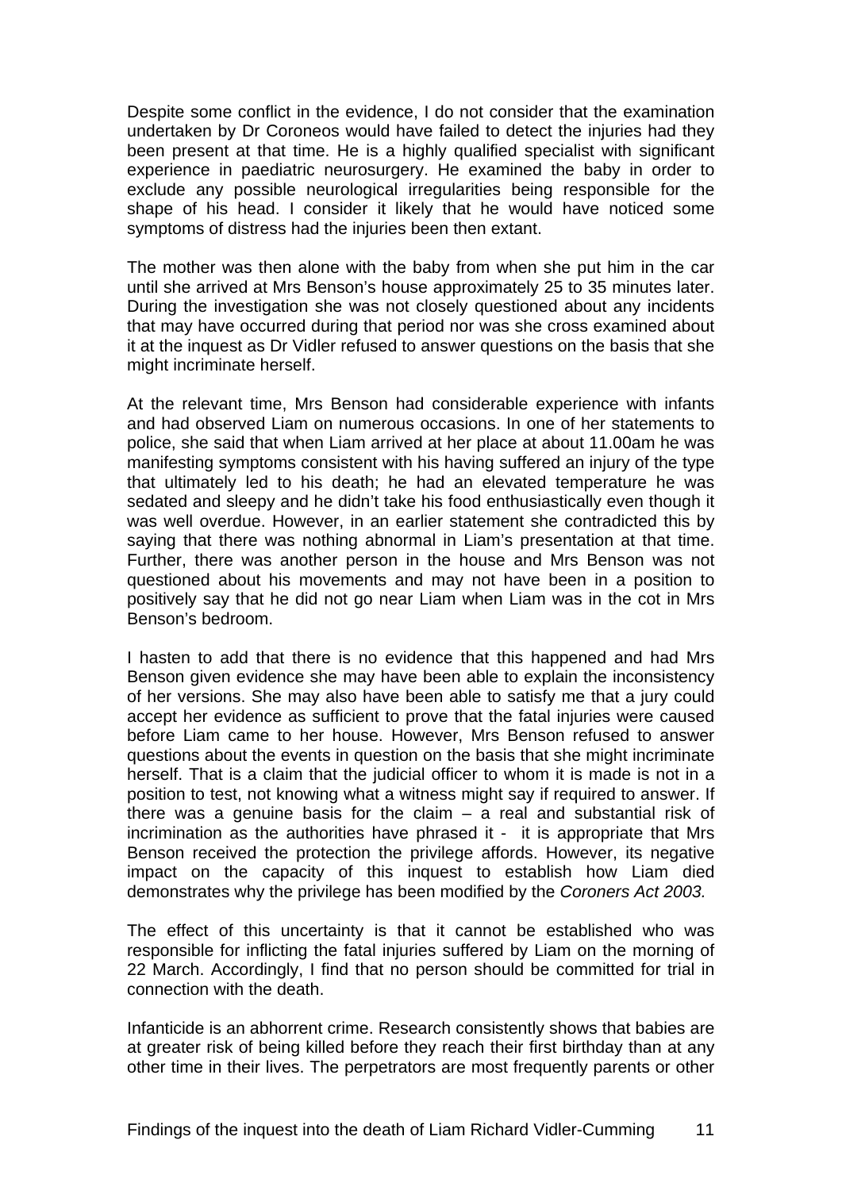Despite some conflict in the evidence, I do not consider that the examination undertaken by Dr Coroneos would have failed to detect the injuries had they been present at that time. He is a highly qualified specialist with significant experience in paediatric neurosurgery. He examined the baby in order to exclude any possible neurological irregularities being responsible for the shape of his head. I consider it likely that he would have noticed some symptoms of distress had the injuries been then extant.

The mother was then alone with the baby from when she put him in the car until she arrived at Mrs Benson's house approximately 25 to 35 minutes later. During the investigation she was not closely questioned about any incidents that may have occurred during that period nor was she cross examined about it at the inquest as Dr Vidler refused to answer questions on the basis that she might incriminate herself.

At the relevant time, Mrs Benson had considerable experience with infants and had observed Liam on numerous occasions. In one of her statements to police, she said that when Liam arrived at her place at about 11.00am he was manifesting symptoms consistent with his having suffered an injury of the type that ultimately led to his death; he had an elevated temperature he was sedated and sleepy and he didn't take his food enthusiastically even though it was well overdue. However, in an earlier statement she contradicted this by saying that there was nothing abnormal in Liam's presentation at that time. Further, there was another person in the house and Mrs Benson was not questioned about his movements and may not have been in a position to positively say that he did not go near Liam when Liam was in the cot in Mrs Benson's bedroom.

I hasten to add that there is no evidence that this happened and had Mrs Benson given evidence she may have been able to explain the inconsistency of her versions. She may also have been able to satisfy me that a jury could accept her evidence as sufficient to prove that the fatal injuries were caused before Liam came to her house. However, Mrs Benson refused to answer questions about the events in question on the basis that she might incriminate herself. That is a claim that the judicial officer to whom it is made is not in a position to test, not knowing what a witness might say if required to answer. If there was a genuine basis for the claim – a real and substantial risk of incrimination as the authorities have phrased it - it is appropriate that Mrs Benson received the protection the privilege affords. However, its negative impact on the capacity of this inquest to establish how Liam died demonstrates why the privilege has been modified by the *Coroners Act 2003.*

The effect of this uncertainty is that it cannot be established who was responsible for inflicting the fatal injuries suffered by Liam on the morning of 22 March. Accordingly, I find that no person should be committed for trial in connection with the death.

Infanticide is an abhorrent crime. Research consistently shows that babies are at greater risk of being killed before they reach their first birthday than at any other time in their lives. The perpetrators are most frequently parents or other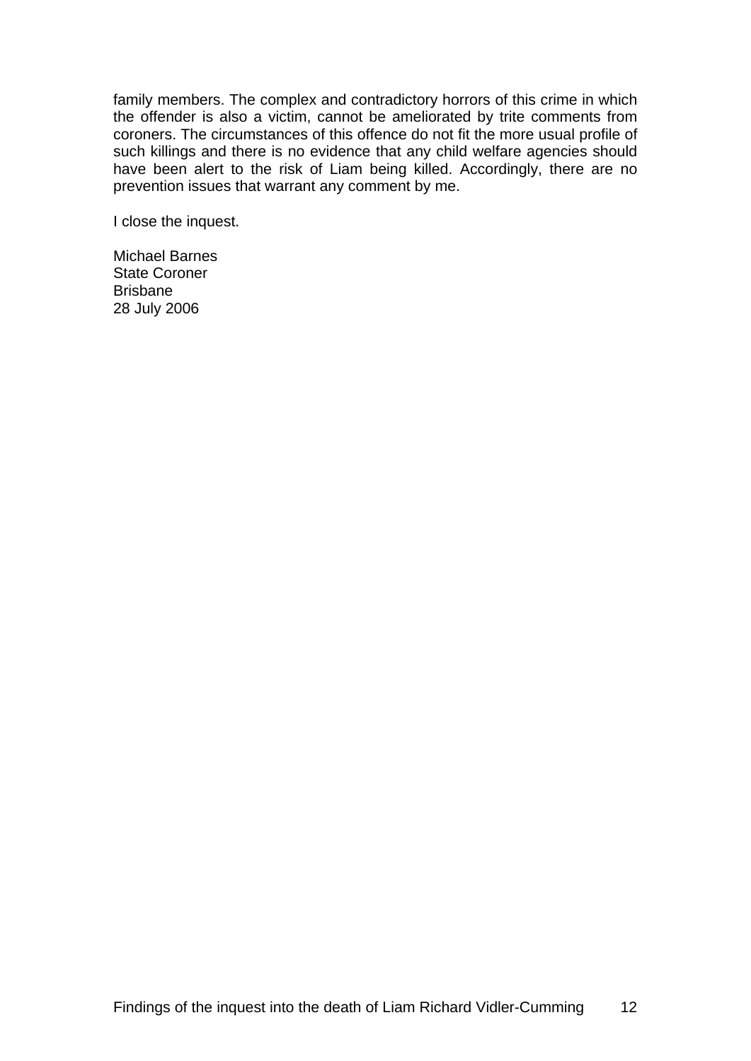family members. The complex and contradictory horrors of this crime in which the offender is also a victim, cannot be ameliorated by trite comments from coroners. The circumstances of this offence do not fit the more usual profile of such killings and there is no evidence that any child welfare agencies should have been alert to the risk of Liam being killed. Accordingly, there are no prevention issues that warrant any comment by me.

I close the inquest.

Michael Barnes  
State Coroner  
Brisbane  
28 July 2006